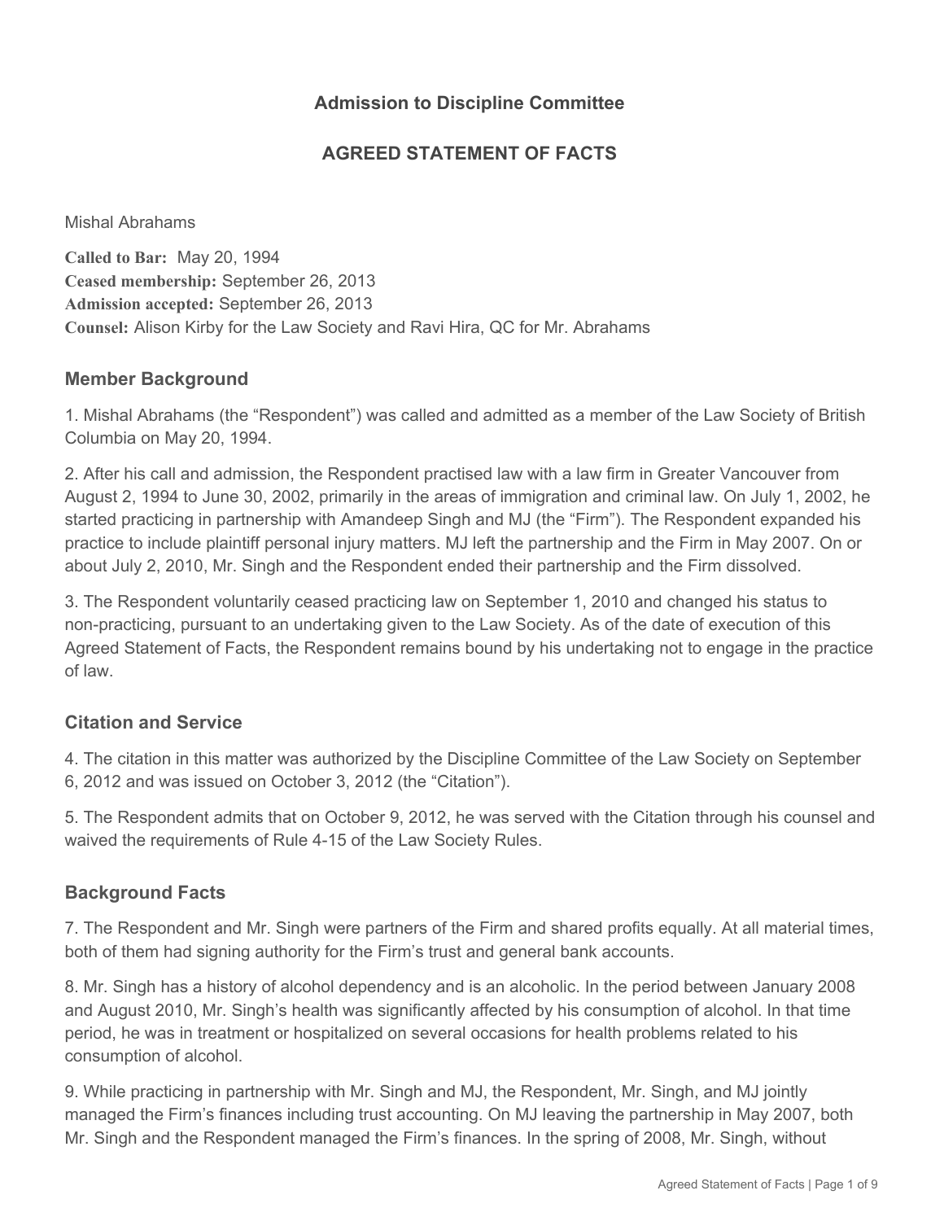**Admission to Discipline Committee**

**AGREED STATEMENT OF FACTS**

Mishal Abrahams

**Called to Bar:** May 20, 1994
**Ceased membership:** September 26, 2013
**Admission accepted:** September 26, 2013
**Counsel:** Alison Kirby for the Law Society and Ravi Hira, QC for Mr. Abrahams

## Member Background

1. Mishal Abrahams (the "Respondent") was called and admitted as a member of the Law Society of British Columbia on May 20, 1994.

2. After his call and admission, the Respondent practised law with a law firm in Greater Vancouver from August 2, 1994 to June 30, 2002, primarily in the areas of immigration and criminal law. On July 1, 2002, he started practicing in partnership with Amandeep Singh and MJ (the "Firm"). The Respondent expanded his practice to include plaintiff personal injury matters. MJ left the partnership and the Firm in May 2007. On or about July 2, 2010, Mr. Singh and the Respondent ended their partnership and the Firm dissolved.

3. The Respondent voluntarily ceased practicing law on September 1, 2010 and changed his status to non-practicing, pursuant to an undertaking given to the Law Society. As of the date of execution of this Agreed Statement of Facts, the Respondent remains bound by his undertaking not to engage in the practice of law.

## Citation and Service

4. The citation in this matter was authorized by the Discipline Committee of the Law Society on September 6, 2012 and was issued on October 3, 2012 (the "Citation").

5. The Respondent admits that on October 9, 2012, he was served with the Citation through his counsel and waived the requirements of Rule 4-15 of the Law Society Rules.

## Background Facts

7. The Respondent and Mr. Singh were partners of the Firm and shared profits equally. At all material times, both of them had signing authority for the Firm's trust and general bank accounts.

8. Mr. Singh has a history of alcohol dependency and is an alcoholic. In the period between January 2008 and August 2010, Mr. Singh's health was significantly affected by his consumption of alcohol. In that time period, he was in treatment or hospitalized on several occasions for health problems related to his consumption of alcohol.

9. While practicing in partnership with Mr. Singh and MJ, the Respondent, Mr. Singh, and MJ jointly managed the Firm's finances including trust accounting. On MJ leaving the partnership in May 2007, both Mr. Singh and the Respondent managed the Firm's finances. In the spring of 2008, Mr. Singh, without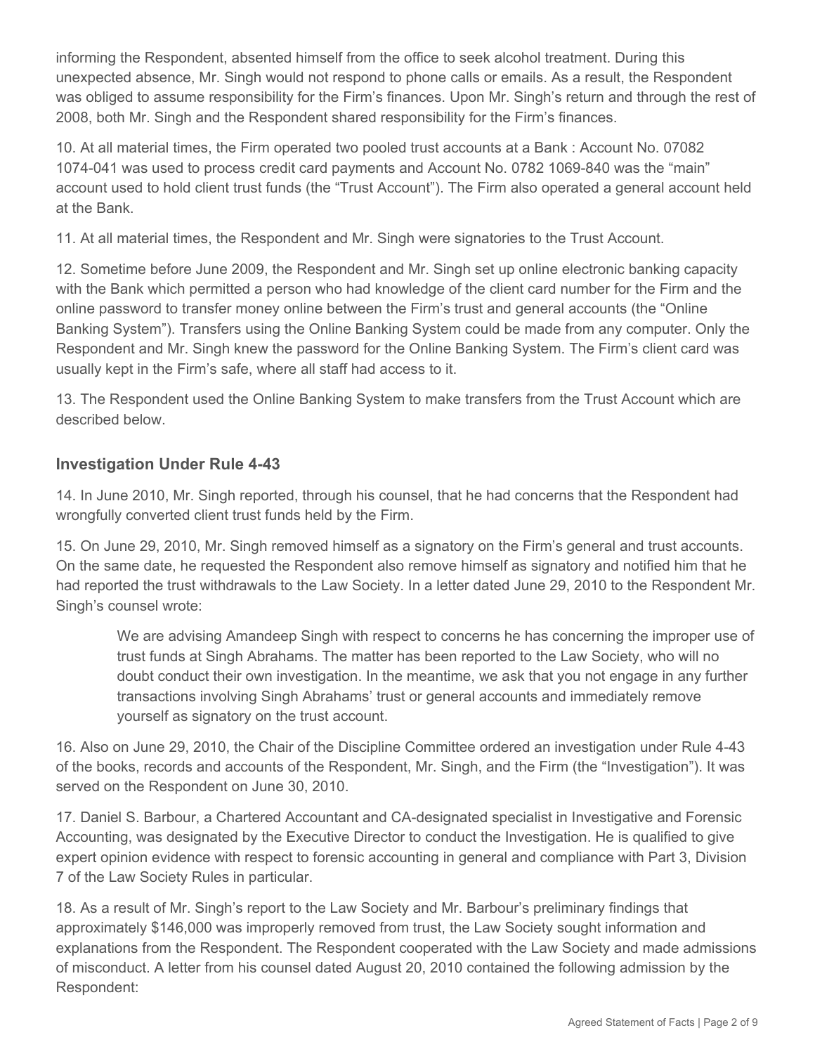informing the Respondent, absented himself from the office to seek alcohol treatment. During this unexpected absence, Mr. Singh would not respond to phone calls or emails. As a result, the Respondent was obliged to assume responsibility for the Firm's finances. Upon Mr. Singh's return and through the rest of 2008, both Mr. Singh and the Respondent shared responsibility for the Firm's finances.

10. At all material times, the Firm operated two pooled trust accounts at a Bank : Account No. 07082 1074-041 was used to process credit card payments and Account No. 0782 1069-840 was the "main" account used to hold client trust funds (the "Trust Account"). The Firm also operated a general account held at the Bank.

11. At all material times, the Respondent and Mr. Singh were signatories to the Trust Account.

12. Sometime before June 2009, the Respondent and Mr. Singh set up online electronic banking capacity with the Bank which permitted a person who had knowledge of the client card number for the Firm and the online password to transfer money online between the Firm's trust and general accounts (the "Online Banking System"). Transfers using the Online Banking System could be made from any computer. Only the Respondent and Mr. Singh knew the password for the Online Banking System. The Firm's client card was usually kept in the Firm's safe, where all staff had access to it.

13. The Respondent used the Online Banking System to make transfers from the Trust Account which are described below.

### Investigation Under Rule 4-43

14. In June 2010, Mr. Singh reported, through his counsel, that he had concerns that the Respondent had wrongfully converted client trust funds held by the Firm.

15. On June 29, 2010, Mr. Singh removed himself as a signatory on the Firm's general and trust accounts. On the same date, he requested the Respondent also remove himself as signatory and notified him that he had reported the trust withdrawals to the Law Society. In a letter dated June 29, 2010 to the Respondent Mr. Singh's counsel wrote:

> We are advising Amandeep Singh with respect to concerns he has concerning the improper use of trust funds at Singh Abrahams. The matter has been reported to the Law Society, who will no doubt conduct their own investigation. In the meantime, we ask that you not engage in any further transactions involving Singh Abrahams' trust or general accounts and immediately remove yourself as signatory on the trust account.

16. Also on June 29, 2010, the Chair of the Discipline Committee ordered an investigation under Rule 4-43 of the books, records and accounts of the Respondent, Mr. Singh, and the Firm (the "Investigation"). It was served on the Respondent on June 30, 2010.

17. Daniel S. Barbour, a Chartered Accountant and CA-designated specialist in Investigative and Forensic Accounting, was designated by the Executive Director to conduct the Investigation. He is qualified to give expert opinion evidence with respect to forensic accounting in general and compliance with Part 3, Division 7 of the Law Society Rules in particular.

18. As a result of Mr. Singh's report to the Law Society and Mr. Barbour's preliminary findings that approximately $146,000 was improperly removed from trust, the Law Society sought information and explanations from the Respondent. The Respondent cooperated with the Law Society and made admissions of misconduct. A letter from his counsel dated August 20, 2010 contained the following admission by the Respondent: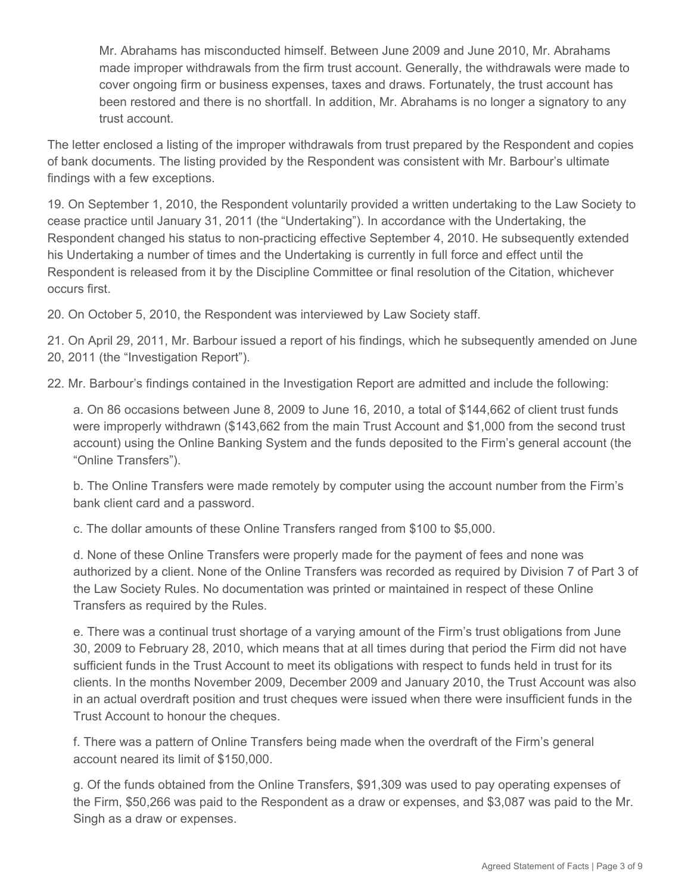> Mr. Abrahams has misconducted himself. Between June 2009 and June 2010, Mr. Abrahams made improper withdrawals from the firm trust account. Generally, the withdrawals were made to cover ongoing firm or business expenses, taxes and draws. Fortunately, the trust account has been restored and there is no shortfall. In addition, Mr. Abrahams is no longer a signatory to any trust account.

The letter enclosed a listing of the improper withdrawals from trust prepared by the Respondent and copies of bank documents. The listing provided by the Respondent was consistent with Mr. Barbour's ultimate findings with a few exceptions.

19. On September 1, 2010, the Respondent voluntarily provided a written undertaking to the Law Society to cease practice until January 31, 2011 (the "Undertaking"). In accordance with the Undertaking, the Respondent changed his status to non-practicing effective September 4, 2010. He subsequently extended his Undertaking a number of times and the Undertaking is currently in full force and effect until the Respondent is released from it by the Discipline Committee or final resolution of the Citation, whichever occurs first.

20. On October 5, 2010, the Respondent was interviewed by Law Society staff.

21. On April 29, 2011, Mr. Barbour issued a report of his findings, which he subsequently amended on June 20, 2011 (the "Investigation Report").

22. Mr. Barbour's findings contained in the Investigation Report are admitted and include the following:

a. On 86 occasions between June 8, 2009 to June 16, 2010, a total of $144,662 of client trust funds were improperly withdrawn ($143,662 from the main Trust Account and $1,000 from the second trust account) using the Online Banking System and the funds deposited to the Firm's general account (the "Online Transfers").

b. The Online Transfers were made remotely by computer using the account number from the Firm's bank client card and a password.

c. The dollar amounts of these Online Transfers ranged from $100 to $5,000.

d. None of these Online Transfers were properly made for the payment of fees and none was authorized by a client. None of the Online Transfers was recorded as required by Division 7 of Part 3 of the Law Society Rules. No documentation was printed or maintained in respect of these Online Transfers as required by the Rules.

e. There was a continual trust shortage of a varying amount of the Firm's trust obligations from June 30, 2009 to February 28, 2010, which means that at all times during that period the Firm did not have sufficient funds in the Trust Account to meet its obligations with respect to funds held in trust for its clients. In the months November 2009, December 2009 and January 2010, the Trust Account was also in an actual overdraft position and trust cheques were issued when there were insufficient funds in the Trust Account to honour the cheques.

f. There was a pattern of Online Transfers being made when the overdraft of the Firm's general account neared its limit of $150,000.

g. Of the funds obtained from the Online Transfers, $91,309 was used to pay operating expenses of the Firm, $50,266 was paid to the Respondent as a draw or expenses, and $3,087 was paid to the Mr. Singh as a draw or expenses.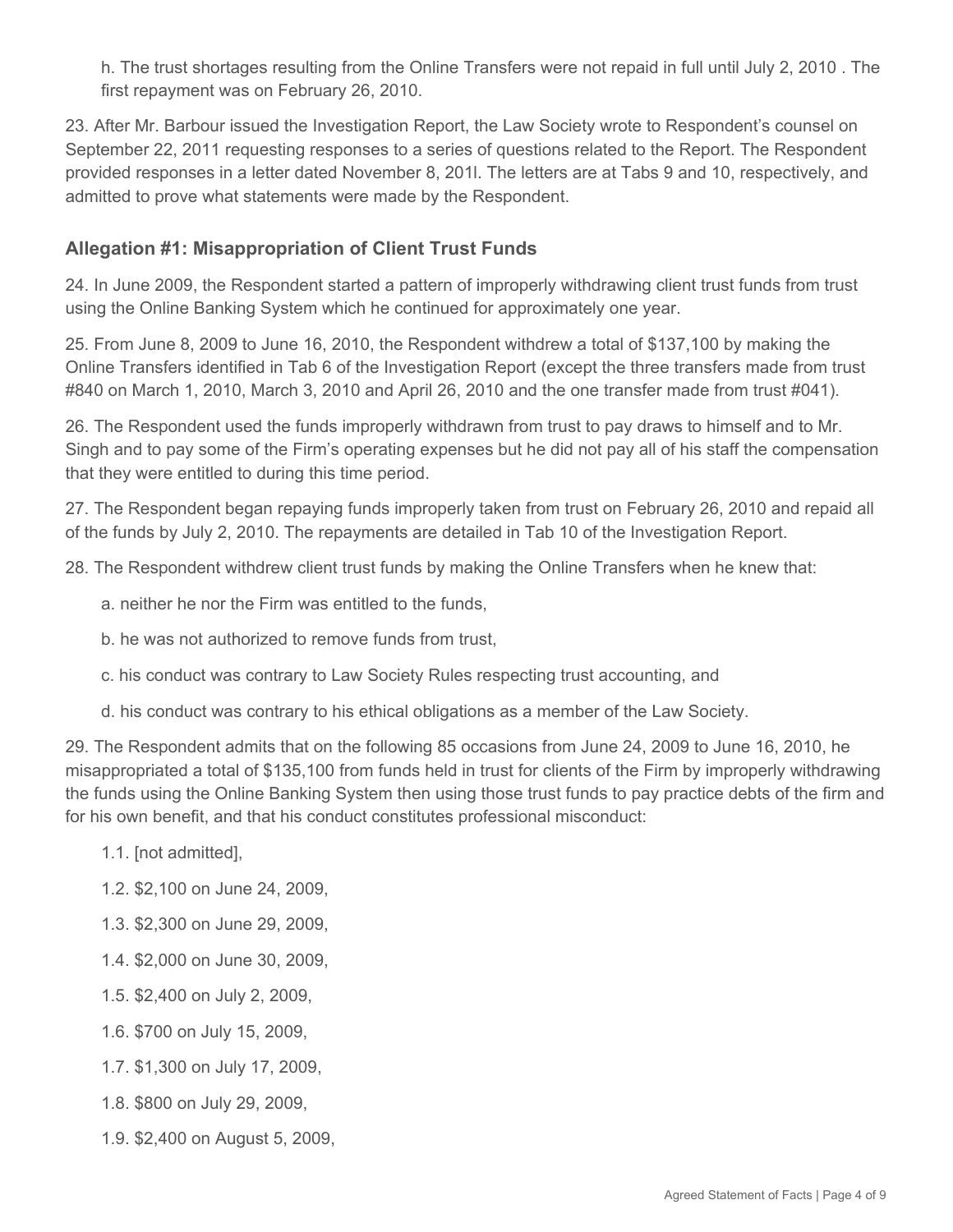h. The trust shortages resulting from the Online Transfers were not repaid in full until July 2, 2010 . The first repayment was on February 26, 2010.

23. After Mr. Barbour issued the Investigation Report, the Law Society wrote to Respondent's counsel on September 22, 2011 requesting responses to a series of questions related to the Report. The Respondent provided responses in a letter dated November 8, 201l. The letters are at Tabs 9 and 10, respectively, and admitted to prove what statements were made by the Respondent.

### Allegation #1: Misappropriation of Client Trust Funds

24. In June 2009, the Respondent started a pattern of improperly withdrawing client trust funds from trust using the Online Banking System which he continued for approximately one year.

25. From June 8, 2009 to June 16, 2010, the Respondent withdrew a total of $137,100 by making the Online Transfers identified in Tab 6 of the Investigation Report (except the three transfers made from trust #840 on March 1, 2010, March 3, 2010 and April 26, 2010 and the one transfer made from trust #041).

26. The Respondent used the funds improperly withdrawn from trust to pay draws to himself and to Mr. Singh and to pay some of the Firm's operating expenses but he did not pay all of his staff the compensation that they were entitled to during this time period.

27. The Respondent began repaying funds improperly taken from trust on February 26, 2010 and repaid all of the funds by July 2, 2010. The repayments are detailed in Tab 10 of the Investigation Report.

28. The Respondent withdrew client trust funds by making the Online Transfers when he knew that:

a. neither he nor the Firm was entitled to the funds,

b. he was not authorized to remove funds from trust,

c. his conduct was contrary to Law Society Rules respecting trust accounting, and

d. his conduct was contrary to his ethical obligations as a member of the Law Society.

29. The Respondent admits that on the following 85 occasions from June 24, 2009 to June 16, 2010, he misappropriated a total of $135,100 from funds held in trust for clients of the Firm by improperly withdrawing the funds using the Online Banking System then using those trust funds to pay practice debts of the firm and for his own benefit, and that his conduct constitutes professional misconduct:

1.1. [not admitted],

1.2. $2,100 on June 24, 2009,

1.3. $2,300 on June 29, 2009,

1.4. $2,000 on June 30, 2009,

1.5. $2,400 on July 2, 2009,

1.6. $700 on July 15, 2009,

1.7. $1,300 on July 17, 2009,

1.8. $800 on July 29, 2009,

1.9. $2,400 on August 5, 2009,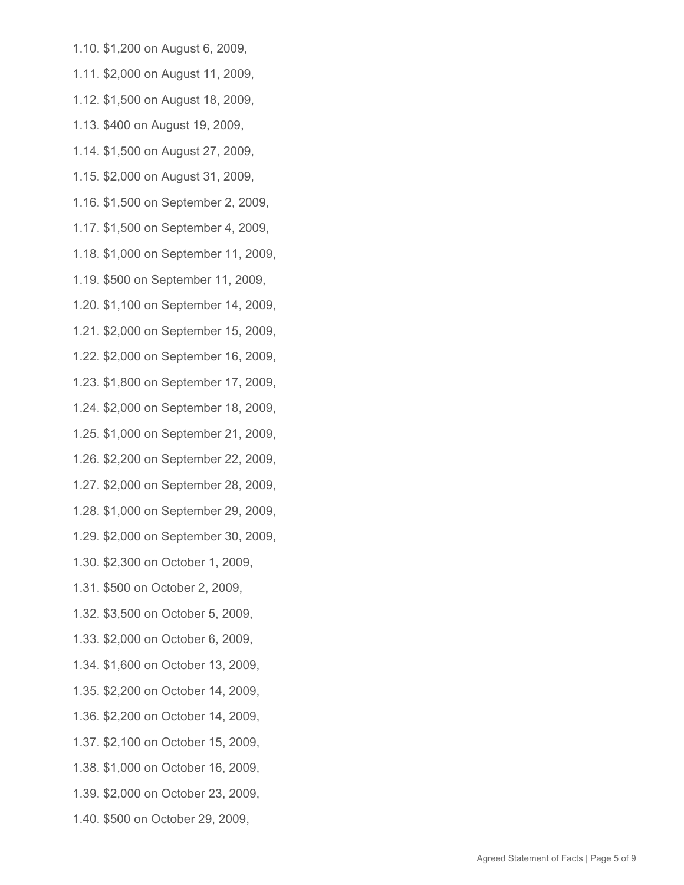1.10. $1,200 on August 6, 2009,

1.11. $2,000 on August 11, 2009,

1.12. $1,500 on August 18, 2009,

1.13. $400 on August 19, 2009,

1.14. $1,500 on August 27, 2009,

1.15. $2,000 on August 31, 2009,

1.16. $1,500 on September 2, 2009,

1.17. $1,500 on September 4, 2009,

1.18. $1,000 on September 11, 2009,

1.19. $500 on September 11, 2009,

1.20. $1,100 on September 14, 2009,

1.21. $2,000 on September 15, 2009,

1.22. $2,000 on September 16, 2009,

1.23. $1,800 on September 17, 2009,

1.24. $2,000 on September 18, 2009,

1.25. $1,000 on September 21, 2009,

1.26. $2,200 on September 22, 2009,

1.27. $2,000 on September 28, 2009,

1.28. $1,000 on September 29, 2009,

1.29. $2,000 on September 30, 2009,

1.30. $2,300 on October 1, 2009,

1.31. $500 on October 2, 2009,

1.32. $3,500 on October 5, 2009,

1.33. $2,000 on October 6, 2009,

1.34. $1,600 on October 13, 2009,

1.35. $2,200 on October 14, 2009,

1.36. $2,200 on October 14, 2009,

1.37. $2,100 on October 15, 2009,

1.38. $1,000 on October 16, 2009,

1.39. $2,000 on October 23, 2009,

1.40. $500 on October 29, 2009,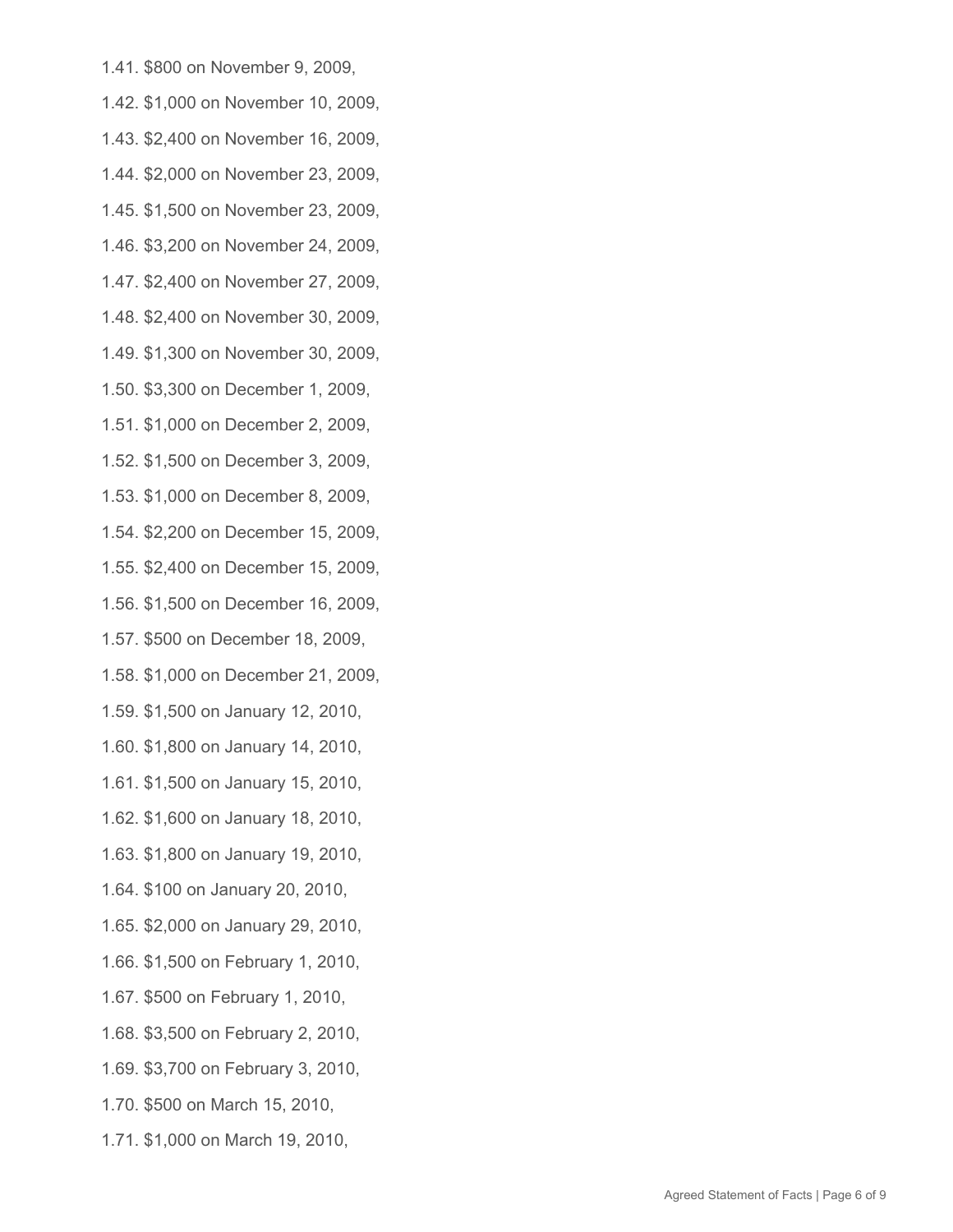1.41. $800 on November 9, 2009,

1.42. $1,000 on November 10, 2009,

1.43. $2,400 on November 16, 2009,

1.44. $2,000 on November 23, 2009,

1.45. $1,500 on November 23, 2009,

1.46. $3,200 on November 24, 2009,

1.47. $2,400 on November 27, 2009,

1.48. $2,400 on November 30, 2009,

1.49. $1,300 on November 30, 2009,

1.50. $3,300 on December 1, 2009,

1.51. $1,000 on December 2, 2009,

1.52. $1,500 on December 3, 2009,

1.53. $1,000 on December 8, 2009,

1.54. $2,200 on December 15, 2009,

1.55. $2,400 on December 15, 2009,

1.56. $1,500 on December 16, 2009,

1.57. $500 on December 18, 2009,

1.58. $1,000 on December 21, 2009,

1.59. $1,500 on January 12, 2010,

1.60. $1,800 on January 14, 2010,

1.61. $1,500 on January 15, 2010,

1.62. $1,600 on January 18, 2010,

1.63. $1,800 on January 19, 2010,

1.64. $100 on January 20, 2010,

1.65. $2,000 on January 29, 2010,

1.66. $1,500 on February 1, 2010,

1.67. $500 on February 1, 2010,

1.68. $3,500 on February 2, 2010,

1.69. $3,700 on February 3, 2010,

1.70. $500 on March 15, 2010,

1.71. $1,000 on March 19, 2010,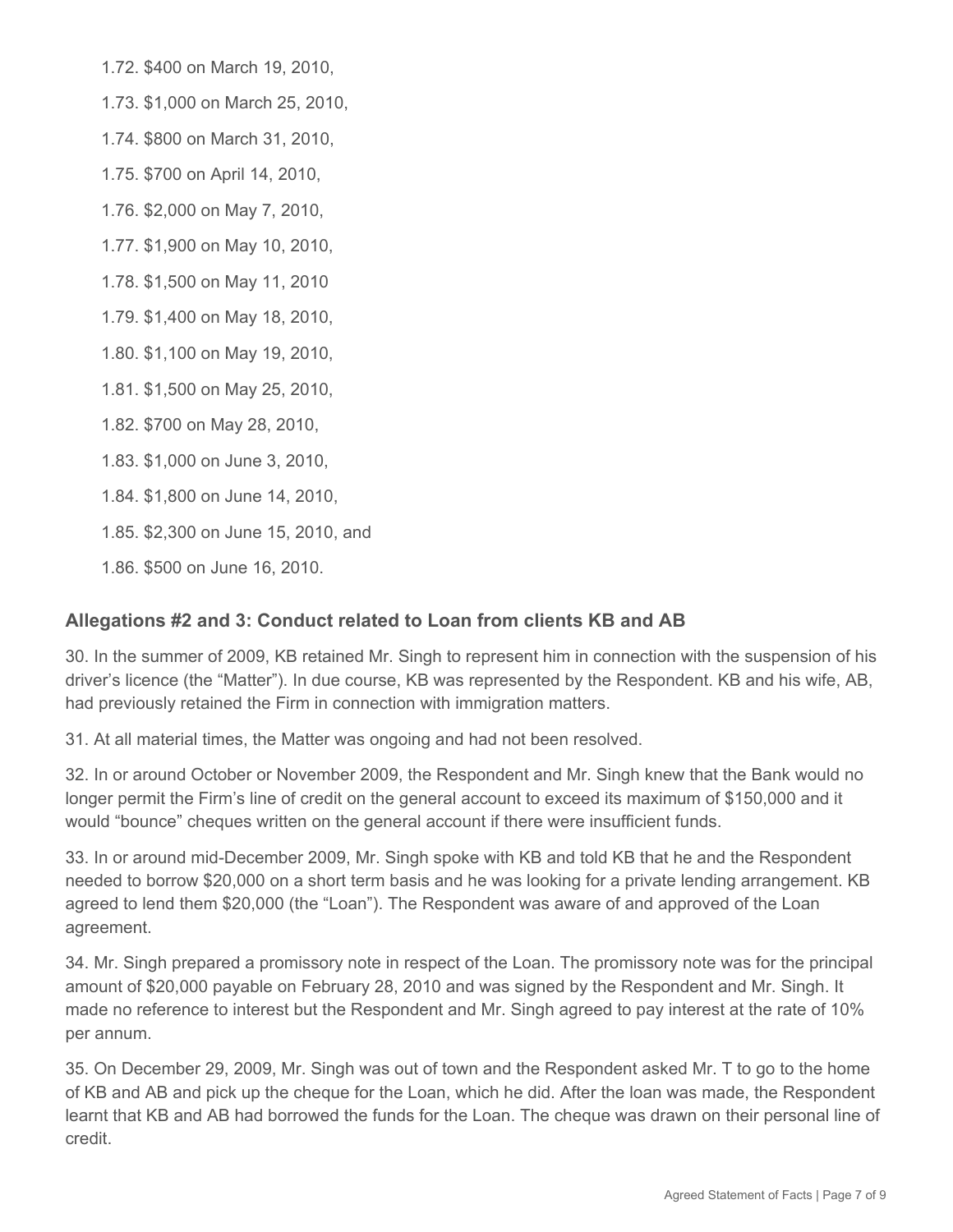1.72. $400 on March 19, 2010,

1.73. $1,000 on March 25, 2010,

1.74. $800 on March 31, 2010,

1.75. $700 on April 14, 2010,

1.76. $2,000 on May 7, 2010,

1.77. $1,900 on May 10, 2010,

1.78. $1,500 on May 11, 2010

1.79. $1,400 on May 18, 2010,

1.80. $1,100 on May 19, 2010,

1.81. $1,500 on May 25, 2010,

1.82. $700 on May 28, 2010,

1.83. $1,000 on June 3, 2010,

1.84. $1,800 on June 14, 2010,

1.85. $2,300 on June 15, 2010, and

1.86. $500 on June 16, 2010.

### Allegations #2 and 3: Conduct related to Loan from clients KB and AB

30. In the summer of 2009, KB retained Mr. Singh to represent him in connection with the suspension of his driver's licence (the "Matter"). In due course, KB was represented by the Respondent. KB and his wife, AB, had previously retained the Firm in connection with immigration matters.

31. At all material times, the Matter was ongoing and had not been resolved.

32. In or around October or November 2009, the Respondent and Mr. Singh knew that the Bank would no longer permit the Firm's line of credit on the general account to exceed its maximum of $150,000 and it would "bounce" cheques written on the general account if there were insufficient funds.

33. In or around mid-December 2009, Mr. Singh spoke with KB and told KB that he and the Respondent needed to borrow $20,000 on a short term basis and he was looking for a private lending arrangement. KB agreed to lend them $20,000 (the "Loan"). The Respondent was aware of and approved of the Loan agreement.

34. Mr. Singh prepared a promissory note in respect of the Loan. The promissory note was for the principal amount of $20,000 payable on February 28, 2010 and was signed by the Respondent and Mr. Singh. It made no reference to interest but the Respondent and Mr. Singh agreed to pay interest at the rate of 10% per annum.

35. On December 29, 2009, Mr. Singh was out of town and the Respondent asked Mr. T to go to the home of KB and AB and pick up the cheque for the Loan, which he did. After the loan was made, the Respondent learnt that KB and AB had borrowed the funds for the Loan. The cheque was drawn on their personal line of credit.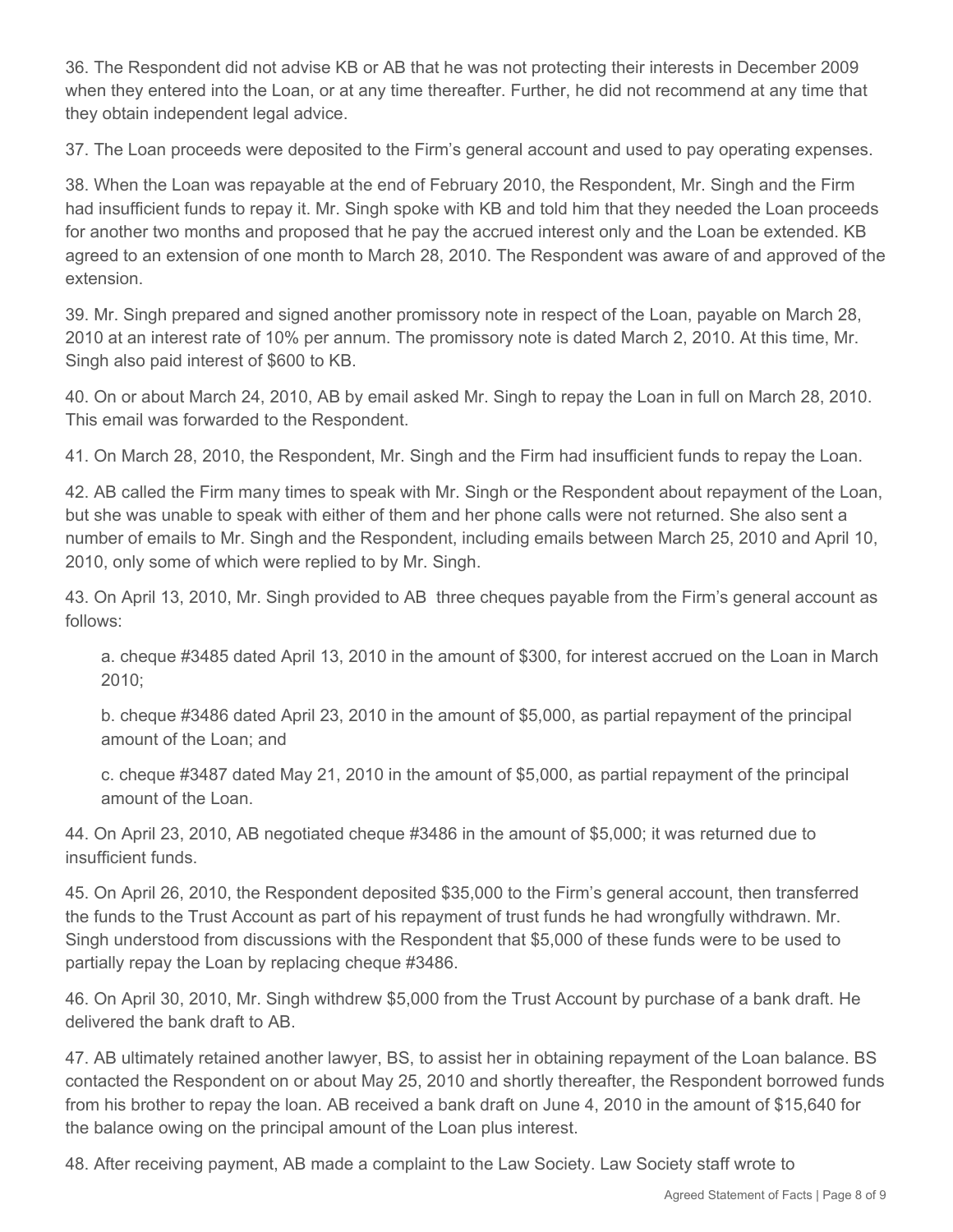36. The Respondent did not advise KB or AB that he was not protecting their interests in December 2009 when they entered into the Loan, or at any time thereafter. Further, he did not recommend at any time that they obtain independent legal advice.

37. The Loan proceeds were deposited to the Firm's general account and used to pay operating expenses.

38. When the Loan was repayable at the end of February 2010, the Respondent, Mr. Singh and the Firm had insufficient funds to repay it. Mr. Singh spoke with KB and told him that they needed the Loan proceeds for another two months and proposed that he pay the accrued interest only and the Loan be extended. KB agreed to an extension of one month to March 28, 2010. The Respondent was aware of and approved of the extension.

39. Mr. Singh prepared and signed another promissory note in respect of the Loan, payable on March 28, 2010 at an interest rate of 10% per annum. The promissory note is dated March 2, 2010. At this time, Mr. Singh also paid interest of $600 to KB.

40. On or about March 24, 2010, AB by email asked Mr. Singh to repay the Loan in full on March 28, 2010. This email was forwarded to the Respondent.

41. On March 28, 2010, the Respondent, Mr. Singh and the Firm had insufficient funds to repay the Loan.

42. AB called the Firm many times to speak with Mr. Singh or the Respondent about repayment of the Loan, but she was unable to speak with either of them and her phone calls were not returned. She also sent a number of emails to Mr. Singh and the Respondent, including emails between March 25, 2010 and April 10, 2010, only some of which were replied to by Mr. Singh.

43. On April 13, 2010, Mr. Singh provided to AB three cheques payable from the Firm's general account as follows:

a. cheque #3485 dated April 13, 2010 in the amount of $300, for interest accrued on the Loan in March 2010;

b. cheque #3486 dated April 23, 2010 in the amount of $5,000, as partial repayment of the principal amount of the Loan; and

c. cheque #3487 dated May 21, 2010 in the amount of $5,000, as partial repayment of the principal amount of the Loan.

44. On April 23, 2010, AB negotiated cheque #3486 in the amount of $5,000; it was returned due to insufficient funds.

45. On April 26, 2010, the Respondent deposited $35,000 to the Firm's general account, then transferred the funds to the Trust Account as part of his repayment of trust funds he had wrongfully withdrawn. Mr. Singh understood from discussions with the Respondent that $5,000 of these funds were to be used to partially repay the Loan by replacing cheque #3486.

46. On April 30, 2010, Mr. Singh withdrew $5,000 from the Trust Account by purchase of a bank draft. He delivered the bank draft to AB.

47. AB ultimately retained another lawyer, BS, to assist her in obtaining repayment of the Loan balance. BS contacted the Respondent on or about May 25, 2010 and shortly thereafter, the Respondent borrowed funds from his brother to repay the loan. AB received a bank draft on June 4, 2010 in the amount of $15,640 for the balance owing on the principal amount of the Loan plus interest.

48. After receiving payment, AB made a complaint to the Law Society. Law Society staff wrote to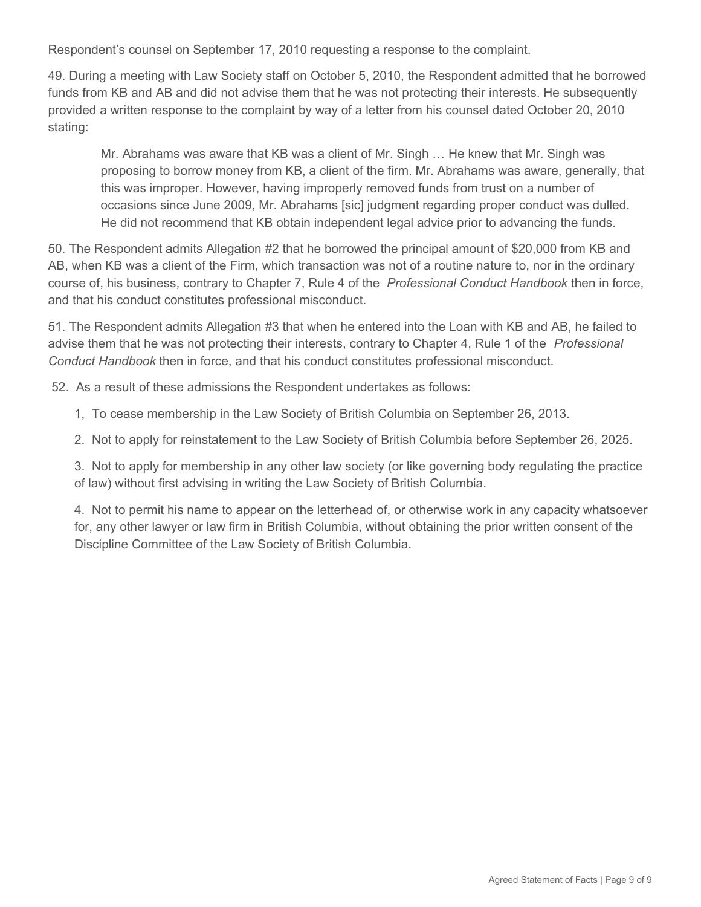Respondent's counsel on September 17, 2010 requesting a response to the complaint.

49. During a meeting with Law Society staff on October 5, 2010, the Respondent admitted that he borrowed funds from KB and AB and did not advise them that he was not protecting their interests. He subsequently provided a written response to the complaint by way of a letter from his counsel dated October 20, 2010 stating:

> Mr. Abrahams was aware that KB was a client of Mr. Singh … He knew that Mr. Singh was proposing to borrow money from KB, a client of the firm. Mr. Abrahams was aware, generally, that this was improper. However, having improperly removed funds from trust on a number of occasions since June 2009, Mr. Abrahams [sic] judgment regarding proper conduct was dulled. He did not recommend that KB obtain independent legal advice prior to advancing the funds.

50. The Respondent admits Allegation #2 that he borrowed the principal amount of $20,000 from KB and AB, when KB was a client of the Firm, which transaction was not of a routine nature to, nor in the ordinary course of, his business, contrary to Chapter 7, Rule 4 of the *Professional Conduct Handbook* then in force, and that his conduct constitutes professional misconduct.

51. The Respondent admits Allegation #3 that when he entered into the Loan with KB and AB, he failed to advise them that he was not protecting their interests, contrary to Chapter 4, Rule 1 of the *Professional Conduct Handbook* then in force, and that his conduct constitutes professional misconduct.

52. As a result of these admissions the Respondent undertakes as follows:

1, To cease membership in the Law Society of British Columbia on September 26, 2013.

2. Not to apply for reinstatement to the Law Society of British Columbia before September 26, 2025.

3. Not to apply for membership in any other law society (or like governing body regulating the practice of law) without first advising in writing the Law Society of British Columbia.

4. Not to permit his name to appear on the letterhead of, or otherwise work in any capacity whatsoever for, any other lawyer or law firm in British Columbia, without obtaining the prior written consent of the Discipline Committee of the Law Society of British Columbia.